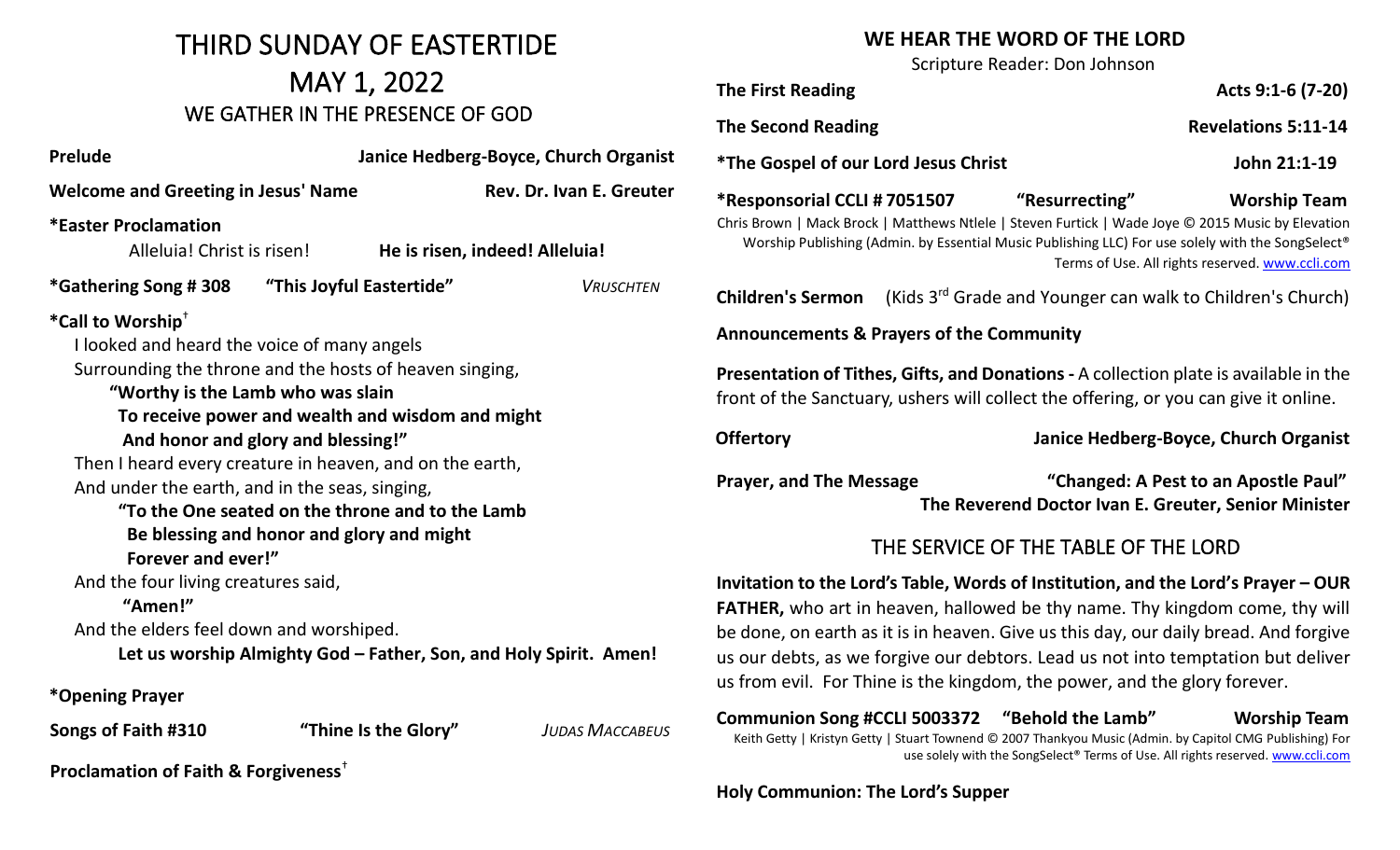# THIRD SUNDAY OF EASTERTIDE

# MAY 1, 2022

## WE GATHER IN THE PRESENCE OF GOD

**Prelude** **Janice Hedberg-Boyce, Church Organist**

**Welcome and Greeting in Jesus' Name** **Rev. Dr. Ivan E. Greuter**

***Easter Proclamation**

Alleluia! Christ is risen! **He is risen, indeed! Alleluia!**

***Gathering Song # 308** **"This Joyful Eastertide"** *VRUSCHTEN*

***Call to Worship**†

I looked and heard the voice of many angels
Surrounding the throne and the hosts of heaven singing,
**"Worthy is the Lamb who was slain**
**To receive power and wealth and wisdom and might**
**And honor and glory and blessing!"**
Then I heard every creature in heaven, and on the earth,
And under the earth, and in the seas, singing,
**"To the One seated on the throne and to the Lamb**
**Be blessing and honor and glory and might**
**Forever and ever!"**
And the four living creatures said,
**"Amen!"**
And the elders feel down and worshiped.
**Let us worship Almighty God – Father, Son, and Holy Spirit. Amen!**

***Opening Prayer**

**Songs of Faith #310** **"Thine Is the Glory"** *JUDAS MACCABEUS*

**Proclamation of Faith & Forgiveness**†

## WE HEAR THE WORD OF THE LORD

Scripture Reader: Don Johnson

**The First Reading** **Acts 9:1-6 (7-20)**

**The Second Reading** **Revelations 5:11-14**

***The Gospel of our Lord Jesus Christ** **John 21:1-19**

***Responsorial CCLI # 7051507** **"Resurrecting"** **Worship Team**

Chris Brown | Mack Brock | Matthews Ntlele | Steven Furtick | Wade Joye © 2015 Music by Elevation Worship Publishing (Admin. by Essential Music Publishing LLC) For use solely with the SongSelect® Terms of Use. All rights reserved. www.ccli.com

**Children's Sermon** (Kids 3rd Grade and Younger can walk to Children's Church)

**Announcements & Prayers of the Community**

**Presentation of Tithes, Gifts, and Donations -** A collection plate is available in the front of the Sanctuary, ushers will collect the offering, or you can give it online.

**Offertory** **Janice Hedberg-Boyce, Church Organist**

**Prayer, and The Message** **"Changed: A Pest to an Apostle Paul"**
**The Reverend Doctor Ivan E. Greuter, Senior Minister**

## THE SERVICE OF THE TABLE OF THE LORD

**Invitation to the Lord's Table, Words of Institution, and the Lord's Prayer – OUR FATHER,** who art in heaven, hallowed be thy name. Thy kingdom come, thy will be done, on earth as it is in heaven. Give us this day, our daily bread. And forgive us our debts, as we forgive our debtors. Lead us not into temptation but deliver us from evil. For Thine is the kingdom, the power, and the glory forever.

**Communion Song #CCLI 5003372** **"Behold the Lamb"** **Worship Team**

Keith Getty | Kristyn Getty | Stuart Townend © 2007 Thankyou Music (Admin. by Capitol CMG Publishing) For use solely with the SongSelect® Terms of Use. All rights reserved. www.ccli.com

**Holy Communion: The Lord's Supper**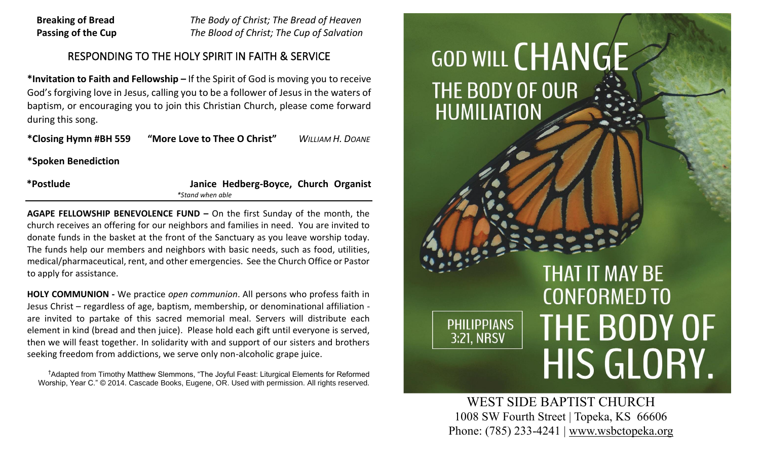**Breaking of Bread** *The Body of Christ; The Bread of Heaven*
**Passing of the Cup** *The Blood of Christ; The Cup of Salvation*

## RESPONDING TO THE HOLY SPIRIT IN FAITH & SERVICE

***Invitation to Faith and Fellowship –** If the Spirit of God is moving you to receive God's forgiving love in Jesus, calling you to be a follower of Jesus in the waters of baptism, or encouraging you to join this Christian Church, please come forward during this song.

***Closing Hymn #BH 559 "More Love to Thee O Christ"** *William H. Doane*

***Spoken Benediction**

***Postlude** **Janice Hedberg-Boyce, Church Organist**

*\*Stand when able*

**AGAPE FELLOWSHIP BENEVOLENCE FUND –** On the first Sunday of the month, the church receives an offering for our neighbors and families in need. You are invited to donate funds in the basket at the front of the Sanctuary as you leave worship today. The funds help our members and neighbors with basic needs, such as food, utilities, medical/pharmaceutical, rent, and other emergencies. See the Church Office or Pastor to apply for assistance.

**HOLY COMMUNION -** We practice *open communion*. All persons who profess faith in Jesus Christ – regardless of age, baptism, membership, or denominational affiliation - are invited to partake of this sacred memorial meal. Servers will distribute each element in kind (bread and then juice). Please hold each gift until everyone is served, then we will feast together. In solidarity with and support of our sisters and brothers seeking freedom from addictions, we serve only non-alcoholic grape juice.

[†]Adapted from Timothy Matthew Slemmons, "The Joyful Feast: Liturgical Elements for Reformed Worship, Year C." © 2014. Cascade Books, Eugene, OR. Used with permission. All rights reserved.

GOD WILL CHANGE THE BODY OF OUR HUMILIATION THAT IT MAY BE CONFORMED TO THE BODY OF HIS GLORY.

PHILIPPIANS 3:21, NRSV

WEST SIDE BAPTIST CHURCH
1008 SW Fourth Street | Topeka, KS 66606
Phone: (785) 233-4241 | www.wsbctopeka.org